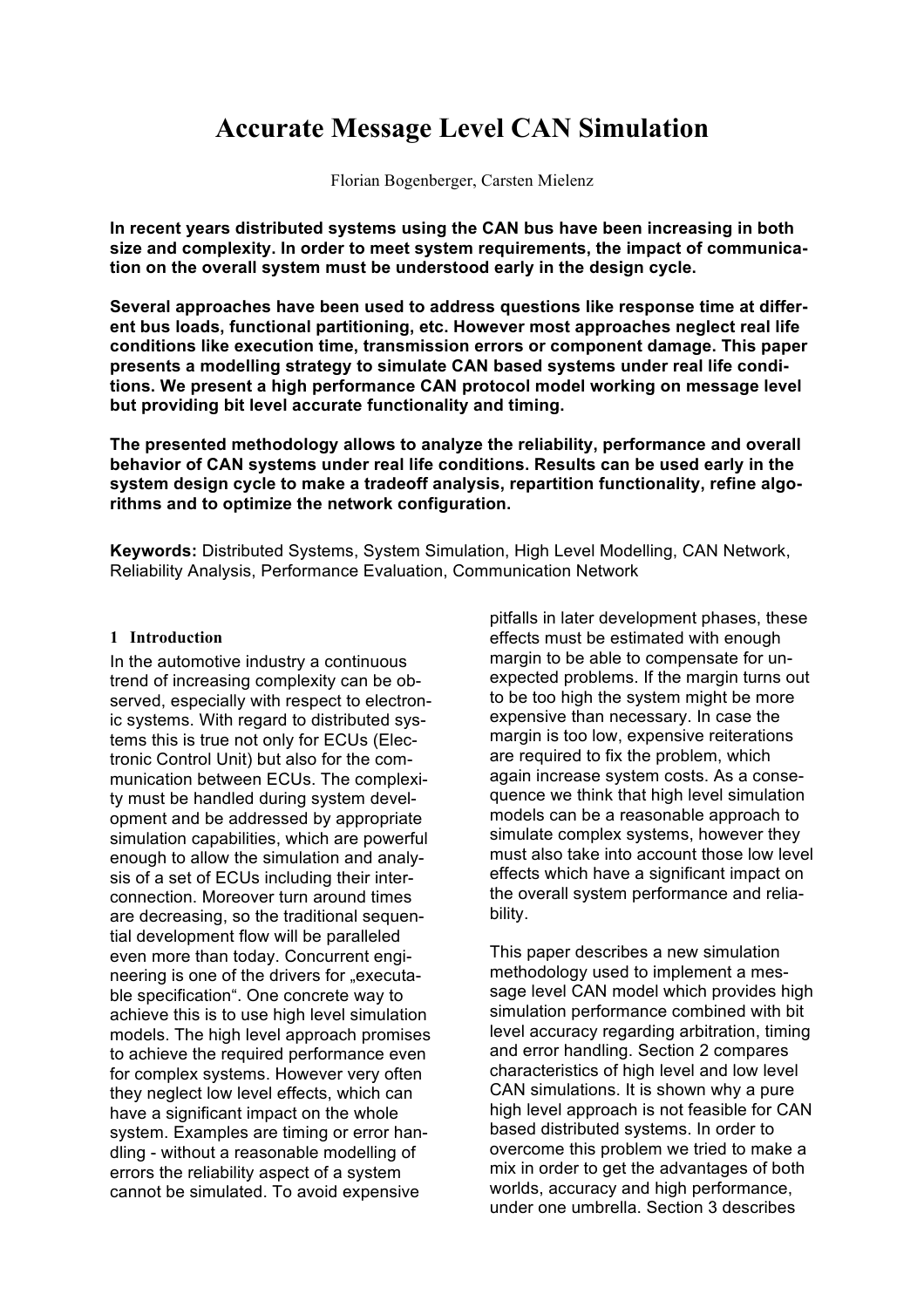# Accurate Message Level CAN Simulation

Florian Bogenberger, Carsten Mielenz

**In recent years distributed systems using the CAN bus have been increasing in both size and complexity. In order to meet system requirements, the impact of communication on the overall system must be understood early in the design cycle.**

**Several approaches have been used to address questions like response time at different bus loads, functional partitioning, etc. However most approaches neglect real life conditions like execution time, transmission errors or component damage. This paper presents a modelling strategy to simulate CAN based systems under real life conditions. We present a high performance CAN protocol model working on message level but providing bit level accurate functionality and timing.**

**The presented methodology allows to analyze the reliability, performance and overall behavior of CAN systems under real life conditions. Results can be used early in the system design cycle to make a tradeoff analysis, repartition functionality, refine algorithms and to optimize the network configuration.**

**Keywords:** Distributed Systems, System Simulation, High Level Modelling, CAN Network, Reliability Analysis, Performance Evaluation, Communication Network

## 1 Introduction

In the automotive industry a continuous trend of increasing complexity can be observed, especially with respect to electronic systems. With regard to distributed systems this is true not only for ECUs (Electronic Control Unit) but also for the communication between ECUs. The complexity must be handled during system development and be addressed by appropriate simulation capabilities, which are powerful enough to allow the simulation and analysis of a set of ECUs including their interconnection. Moreover turn around times are decreasing, so the traditional sequential development flow will be paralleled even more than today. Concurrent engineering is one of the drivers for „executable specification". One concrete way to achieve this is to use high level simulation models. The high level approach promises to achieve the required performance even for complex systems. However very often they neglect low level effects, which can have a significant impact on the whole system. Examples are timing or error handling - without a reasonable modelling of errors the reliability aspect of a system cannot be simulated. To avoid expensive pitfalls in later development phases, these effects must be estimated with enough margin to be able to compensate for unexpected problems. If the margin turns out to be too high the system might be more expensive than necessary. In case the margin is too low, expensive reiterations are required to fix the problem, which again increase system costs. As a consequence we think that high level simulation models can be a reasonable approach to simulate complex systems, however they must also take into account those low level effects which have a significant impact on the overall system performance and reliability.

This paper describes a new simulation methodology used to implement a message level CAN model which provides high simulation performance combined with bit level accuracy regarding arbitration, timing and error handling. Section 2 compares characteristics of high level and low level CAN simulations. It is shown why a pure high level approach is not feasible for CAN based distributed systems. In order to overcome this problem we tried to make a mix in order to get the advantages of both worlds, accuracy and high performance, under one umbrella. Section 3 describes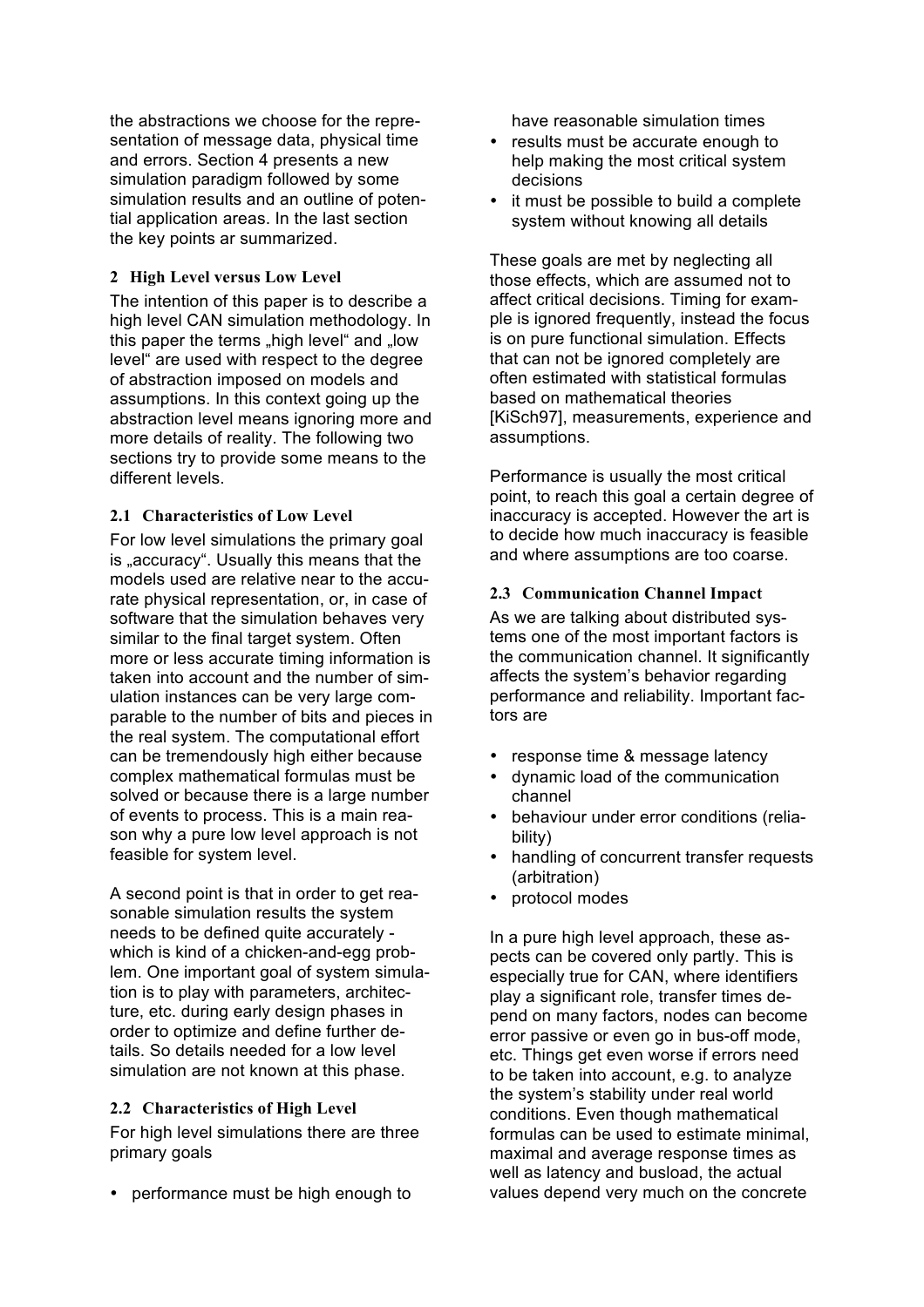the abstractions we choose for the representation of message data, physical time and errors. Section 4 presents a new simulation paradigm followed by some simulation results and an outline of potential application areas. In the last section the key points ar summarized.

## 2 High Level versus Low Level

The intention of this paper is to describe a high level CAN simulation methodology. In this paper the terms „high level" and „low level" are used with respect to the degree of abstraction imposed on models and assumptions. In this context going up the abstraction level means ignoring more and more details of reality. The following two sections try to provide some means to the different levels.

### 2.1 Characteristics of Low Level

For low level simulations the primary goal is „accuracy". Usually this means that the models used are relative near to the accurate physical representation, or, in case of software that the simulation behaves very similar to the final target system. Often more or less accurate timing information is taken into account and the number of simulation instances can be very large comparable to the number of bits and pieces in the real system. The computational effort can be tremendously high either because complex mathematical formulas must be solved or because there is a large number of events to process. This is a main reason why a pure low level approach is not feasible for system level.

A second point is that in order to get reasonable simulation results the system needs to be defined quite accurately - which is kind of a chicken-and-egg problem. One important goal of system simulation is to play with parameters, architecture, etc. during early design phases in order to optimize and define further details. So details needed for a low level simulation are not known at this phase.

### 2.2 Characteristics of High Level

For high level simulations there are three primary goals

- performance must be high enough to have reasonable simulation times
- results must be accurate enough to help making the most critical system decisions
- it must be possible to build a complete system without knowing all details

These goals are met by neglecting all those effects, which are assumed not to affect critical decisions. Timing for example is ignored frequently, instead the focus is on pure functional simulation. Effects that can not be ignored completely are often estimated with statistical formulas based on mathematical theories [KiSch97], measurements, experience and assumptions.

Performance is usually the most critical point, to reach this goal a certain degree of inaccuracy is accepted. However the art is to decide how much inaccuracy is feasible and where assumptions are too coarse.

### 2.3 Communication Channel Impact

As we are talking about distributed systems one of the most important factors is the communication channel. It significantly affects the system's behavior regarding performance and reliability. Important factors are

- response time & message latency
- dynamic load of the communication channel
- behaviour under error conditions (reliability)
- handling of concurrent transfer requests (arbitration)
- protocol modes

In a pure high level approach, these aspects can be covered only partly. This is especially true for CAN, where identifiers play a significant role, transfer times depend on many factors, nodes can become error passive or even go in bus-off mode, etc. Things get even worse if errors need to be taken into account, e.g. to analyze the system's stability under real world conditions. Even though mathematical formulas can be used to estimate minimal, maximal and average response times as well as latency and busload, the actual values depend very much on the concrete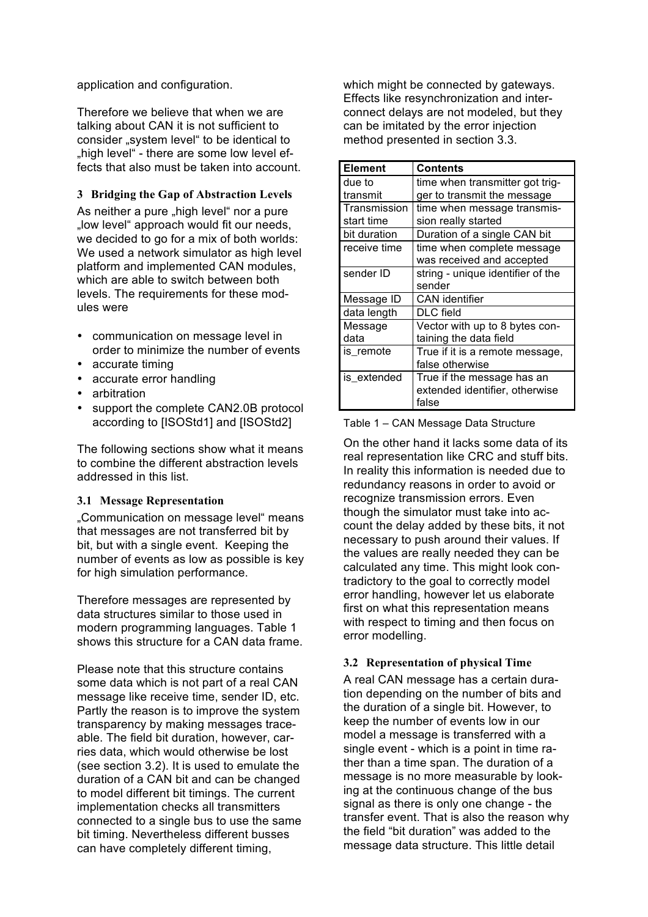application and configuration.

Therefore we believe that when we are talking about CAN it is not sufficient to consider „system level" to be identical to „high level" - there are some low level effects that also must be taken into account.

## 3 Bridging the Gap of Abstraction Levels

As neither a pure „high level" nor a pure „low level" approach would fit our needs, we decided to go for a mix of both worlds: We used a network simulator as high level platform and implemented CAN modules, which are able to switch between both levels. The requirements for these modules were

- communication on message level in order to minimize the number of events
- accurate timing
- accurate error handling
- arbitration
- support the complete CAN2.0B protocol according to [ISOStd1] and [ISOStd2]

The following sections show what it means to combine the different abstraction levels addressed in this list.

### 3.1 Message Representation

„Communication on message level" means that messages are not transferred bit by bit, but with a single event. Keeping the number of events as low as possible is key for high simulation performance.

Therefore messages are represented by data structures similar to those used in modern programming languages. Table 1 shows this structure for a CAN data frame.

Please note that this structure contains some data which is not part of a real CAN message like receive time, sender ID, etc. Partly the reason is to improve the system transparency by making messages traceable. The field bit duration, however, carries data, which would otherwise be lost (see section 3.2). It is used to emulate the duration of a CAN bit and can be changed to model different bit timings. The current implementation checks all transmitters connected to a single bus to use the same bit timing. Nevertheless different busses can have completely different timing, which might be connected by gateways. Effects like resynchronization and interconnect delays are not modeled, but they can be imitated by the error injection method presented in section 3.3.

| Element | Contents |
|---|---|
| due to transmit | time when transmitter got trigger to transmit the message |
| Transmission start time | time when message transmission really started |
| bit duration | Duration of a single CAN bit |
| receive time | time when complete message was received and accepted |
| sender ID | string - unique identifier of the sender |
| Message ID | CAN identifier |
| data length | DLC field |
| Message data | Vector with up to 8 bytes containing the data field |
| is_remote | True if it is a remote message, false otherwise |
| is_extended | True if the message has an extended identifier, otherwise false |

Table 1 – CAN Message Data Structure

On the other hand it lacks some data of its real representation like CRC and stuff bits. In reality this information is needed due to redundancy reasons in order to avoid or recognize transmission errors. Even though the simulator must take into account the delay added by these bits, it not necessary to push around their values. If the values are really needed they can be calculated any time. This might look contradictory to the goal to correctly model error handling, however let us elaborate first on what this representation means with respect to timing and then focus on error modelling.

### 3.2 Representation of physical Time

A real CAN message has a certain duration depending on the number of bits and the duration of a single bit. However, to keep the number of events low in our model a message is transferred with a single event - which is a point in time rather than a time span. The duration of a message is no more measurable by looking at the continuous change of the bus signal as there is only one change - the transfer event. That is also the reason why the field "bit duration" was added to the message data structure. This little detail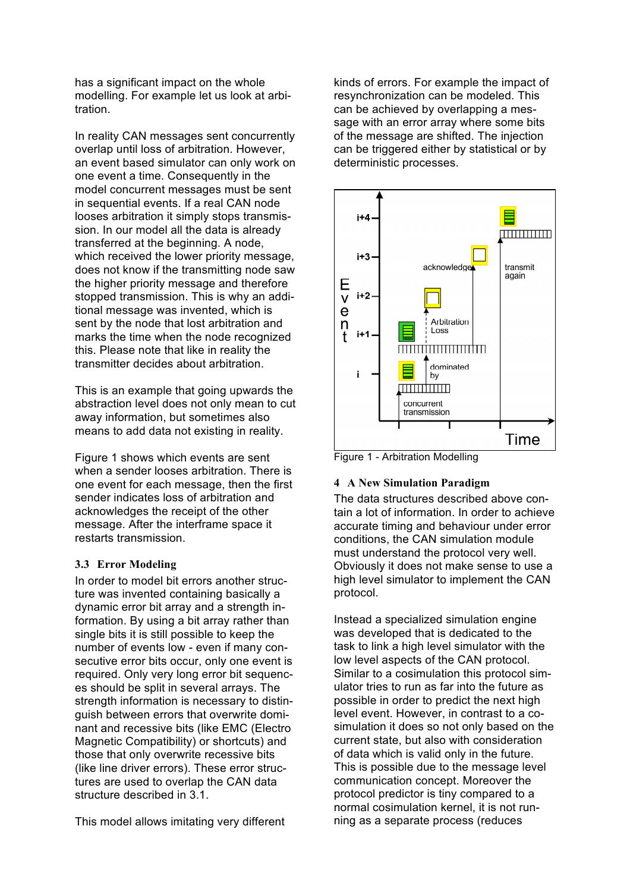has a significant impact on the whole modelling. For example let us look at arbitration.

In reality CAN messages sent concurrently overlap until loss of arbitration. However, an event based simulator can only work on one event a time. Consequently in the model concurrent messages must be sent in sequential events. If a real CAN node looses arbitration it simply stops transmission. In our model all the data is already transferred at the beginning. A node, which received the lower priority message, does not know if the transmitting node saw the higher priority message and therefore stopped transmission. This is why an additional message was invented, which is sent by the node that lost arbitration and marks the time when the node recognized this. Please note that like in reality the transmitter decides about arbitration.

This is an example that going upwards the abstraction level does not only mean to cut away information, but sometimes also means to add data not existing in reality.

Figure 1 shows which events are sent when a sender looses arbitration. There is one event for each message, then the first sender indicates loss of arbitration and acknowledges the receipt of the other message. After the interframe space it restarts transmission.

### 3.3 Error Modeling

In order to model bit errors another structure was invented containing basically a dynamic error bit array and a strength information. By using a bit array rather than single bits it is still possible to keep the number of events low - even if many consecutive error bits occur, only one event is required. Only very long error bit sequences should be split in several arrays. The strength information is necessary to distinguish between errors that overwrite dominant and recessive bits (like EMC (Electro Magnetic Compatibility) or shortcuts) and those that only overwrite recessive bits (like line driver errors). These error structures are used to overlap the CAN data structure described in 3.1.

This model allows imitating very different kinds of errors. For example the impact of resynchronization can be modeled. This can be achieved by overlapping a message with an error array where some bits of the message are shifted. The injection can be triggered either by statistical or by deterministic processes.

Figure 1 - Arbitration Modelling

## 4 A New Simulation Paradigm

The data structures described above contain a lot of information. In order to achieve accurate timing and behaviour under error conditions, the CAN simulation module must understand the protocol very well. Obviously it does not make sense to use a high level simulator to implement the CAN protocol.

Instead a specialized simulation engine was developed that is dedicated to the task to link a high level simulator with the low level aspects of the CAN protocol. Similar to a cosimulation this protocol simulator tries to run as far into the future as possible in order to predict the next high level event. However, in contrast to a cosimulation it does so not only based on the current state, but also with consideration of data which is valid only in the future. This is possible due to the message level communication concept. Moreover the protocol predictor is tiny compared to a normal cosimulation kernel, it is not running as a separate process (reduces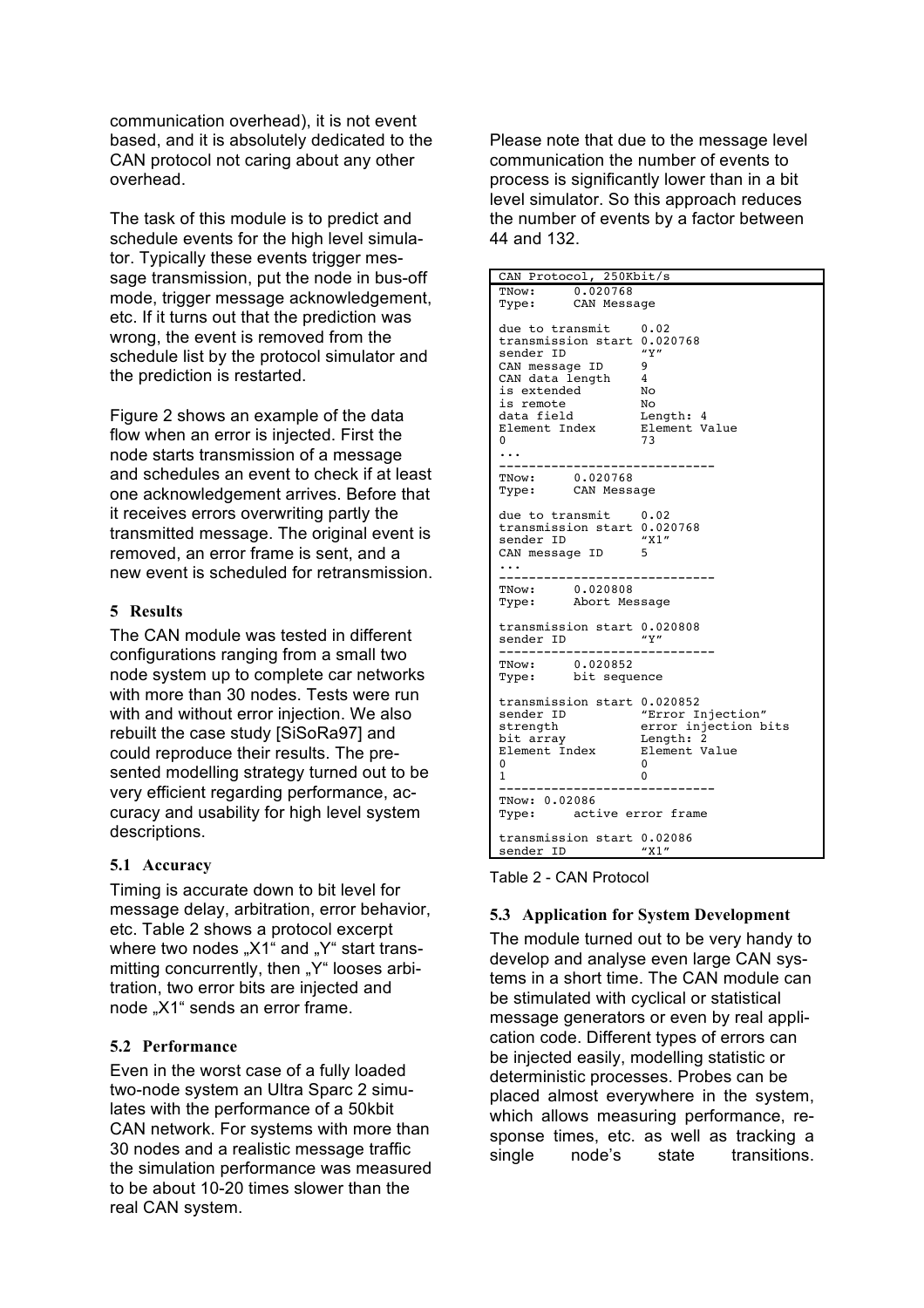communication overhead), it is not event based, and it is absolutely dedicated to the CAN protocol not caring about any other overhead.

The task of this module is to predict and schedule events for the high level simulator. Typically these events trigger message transmission, put the node in bus-off mode, trigger message acknowledgement, etc. If it turns out that the prediction was wrong, the event is removed from the schedule list by the protocol simulator and the prediction is restarted.

Figure 2 shows an example of the data flow when an error is injected. First the node starts transmission of a message and schedules an event to check if at least one acknowledgement arrives. Before that it receives errors overwriting partly the transmitted message. The original event is removed, an error frame is sent, and a new event is scheduled for retransmission.

## 5 Results

The CAN module was tested in different configurations ranging from a small two node system up to complete car networks with more than 30 nodes. Tests were run with and without error injection. We also rebuilt the case study [SiSoRa97] and could reproduce their results. The presented modelling strategy turned out to be very efficient regarding performance, accuracy and usability for high level system descriptions.

### 5.1 Accuracy

Timing is accurate down to bit level for message delay, arbitration, error behavior, etc. Table 2 shows a protocol excerpt where two nodes „X1“ and „Y“ start transmitting concurrently, then „Y“ looses arbitration, two error bits are injected and node „X1“ sends an error frame.

### 5.2 Performance

Even in the worst case of a fully loaded two-node system an Ultra Sparc 2 simulates with the performance of a 50kbit CAN network. For systems with more than 30 nodes and a realistic message traffic the simulation performance was measured to be about 10-20 times slower than the real CAN system.

Please note that due to the message level communication the number of events to process is significantly lower than in a bit level simulator. So this approach reduces the number of events by a factor between 44 and 132.

```
CAN Protocol, 250Kbit/s
TNow:     0.020768
Type:     CAN Message

due to transmit    0.02
transmission start 0.020768
sender ID          "Y"
CAN message ID     9
CAN data length    4
is extended        No
is remote          No
data field         Length: 4
Element Index      Element Value
0                  73
...
----------------------------
TNow:     0.020768
Type:     CAN Message

due to transmit    0.02
transmission start 0.020768
sender ID          "X1"
CAN message ID     5
...
----------------------------
TNow:     0.020808
Type:     Abort Message

transmission start 0.020808
sender ID          "Y"
----------------------------
TNow:     0.020852
Type:     bit sequence

transmission start 0.020852
sender ID          "Error Injection"
strength           error injection bits
bit array          Length: 2
Element Index      Element Value
0                  0
1                  0
----------------------------
TNow: 0.02086
Type:     active error frame

transmission start 0.02086
sender ID          "X1"
```

Table 2 - CAN Protocol

### 5.3 Application for System Development

The module turned out to be very handy to develop and analyse even large CAN systems in a short time. The CAN module can be stimulated with cyclical or statistical message generators or even by real application code. Different types of errors can be injected easily, modelling statistic or deterministic processes. Probes can be placed almost everywhere in the system, which allows measuring performance, response times, etc. as well as tracking a single node's state transitions.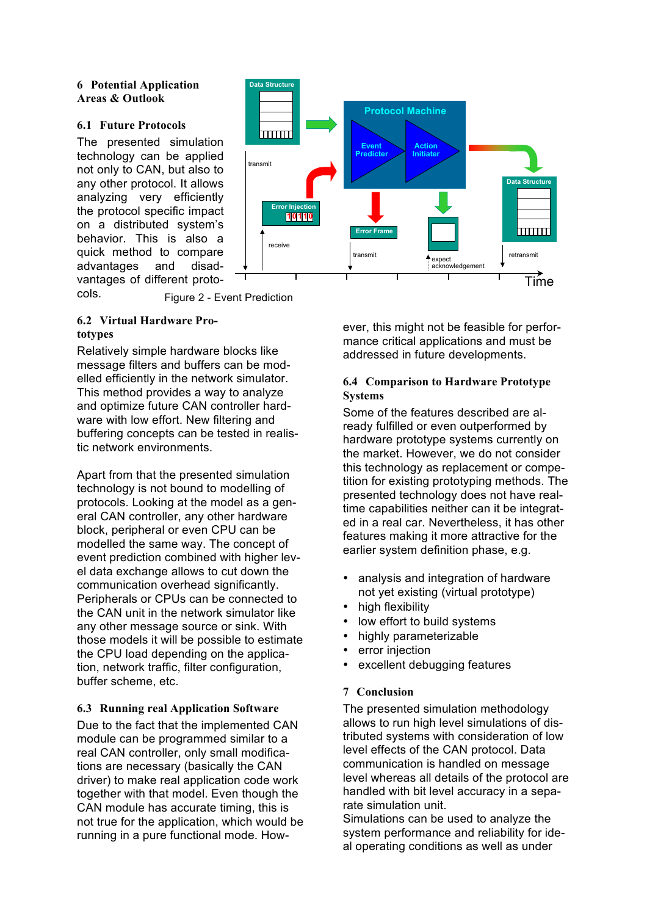## 6 Potential Application Areas & Outlook

### 6.1 Future Protocols

The presented simulation technology can be applied not only to CAN, but also to any other protocol. It allows analyzing very efficiently the protocol specific impact on a distributed system's behavior. This is also a quick method to compare advantages and disadvantages of different protocols.

Figure 2 - Event Prediction

### 6.2 Virtual Hardware Prototypes

Relatively simple hardware blocks like message filters and buffers can be modelled efficiently in the network simulator. This method provides a way to analyze and optimize future CAN controller hardware with low effort. New filtering and buffering concepts can be tested in realistic network environments.

Apart from that the presented simulation technology is not bound to modelling of protocols. Looking at the model as a general CAN controller, any other hardware block, peripheral or even CPU can be modelled the same way. The concept of event prediction combined with higher level data exchange allows to cut down the communication overhead significantly. Peripherals or CPUs can be connected to the CAN unit in the network simulator like any other message source or sink. With those models it will be possible to estimate the CPU load depending on the application, network traffic, filter configuration, buffer scheme, etc.

### 6.3 Running real Application Software

Due to the fact that the implemented CAN module can be programmed similar to a real CAN controller, only small modifications are necessary (basically the CAN driver) to make real application code work together with that model. Even though the CAN module has accurate timing, this is not true for the application, which would be running in a pure functional mode. However, this might not be feasible for performance critical applications and must be addressed in future developments.

### 6.4 Comparison to Hardware Prototype Systems

Some of the features described are already fulfilled or even outperformed by hardware prototype systems currently on the market. However, we do not consider this technology as replacement or competition for existing prototyping methods. The presented technology does not have real-time capabilities neither can it be integrated in a real car. Nevertheless, it has other features making it more attractive for the earlier system definition phase, e.g.

- analysis and integration of hardware not yet existing (virtual prototype)
- high flexibility
- low effort to build systems
- highly parameterizable
- error injection
- excellent debugging features

## 7 Conclusion

The presented simulation methodology allows to run high level simulations of distributed systems with consideration of low level effects of the CAN protocol. Data communication is handled on message level whereas all details of the protocol are handled with bit level accuracy in a separate simulation unit.
Simulations can be used to analyze the system performance and reliability for ideal operating conditions as well as under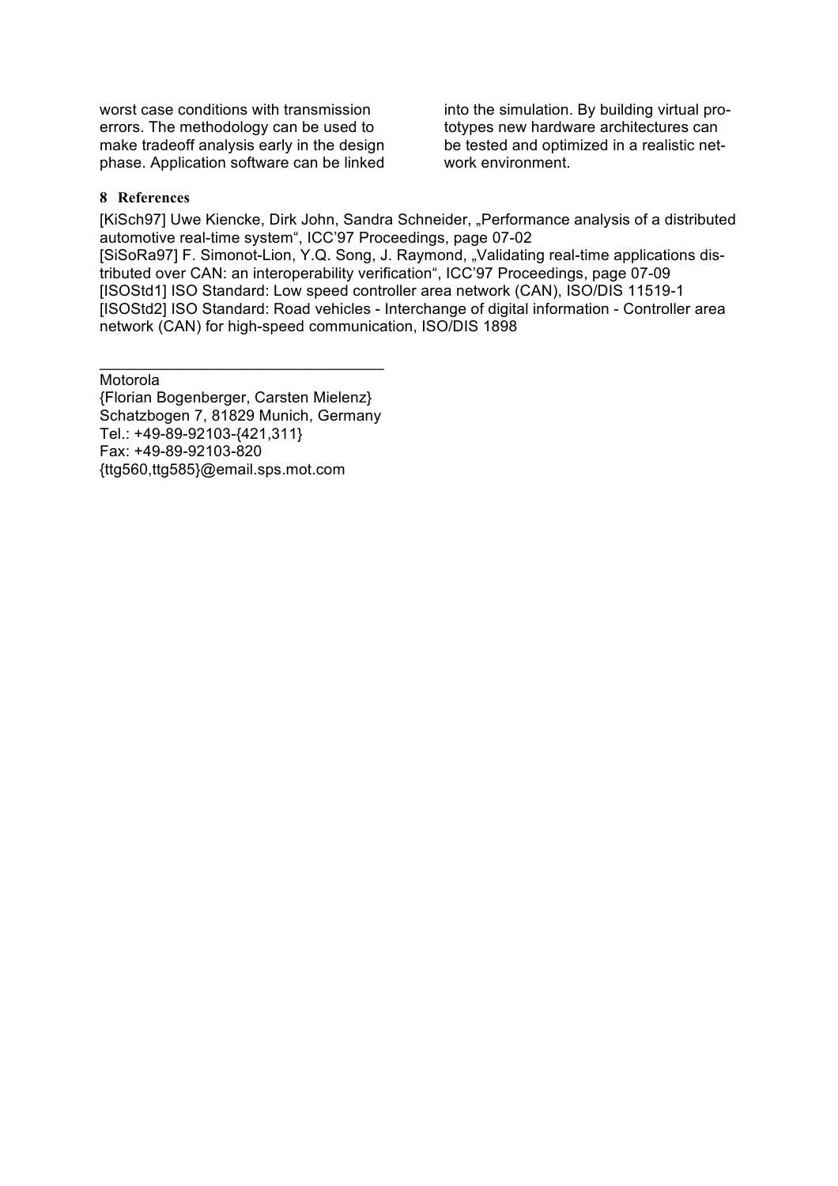worst case conditions with transmission errors. The methodology can be used to make tradeoff analysis early in the design phase. Application software can be linked into the simulation. By building virtual prototypes new hardware architectures can be tested and optimized in a realistic network environment.

## 8 References

[KiSch97] Uwe Kiencke, Dirk John, Sandra Schneider, „Performance analysis of a distributed automotive real-time system“, ICC'97 Proceedings, page 07-02

[SiSoRa97] F. Simonot-Lion, Y.Q. Song, J. Raymond, „Validating real-time applications distributed over CAN: an interoperability verification“, ICC'97 Proceedings, page 07-09

[ISOStd1] ISO Standard: Low speed controller area network (CAN), ISO/DIS 11519-1

[ISOStd2] ISO Standard: Road vehicles - Interchange of digital information - Controller area network (CAN) for high-speed communication, ISO/DIS 1898

---

Motorola
{Florian Bogenberger, Carsten Mielenz}
Schatzbogen 7, 81829 Munich, Germany
Tel.: +49-89-92103-{421,311}
Fax: +49-89-92103-820
{ttg560,ttg585}@email.sps.mot.com